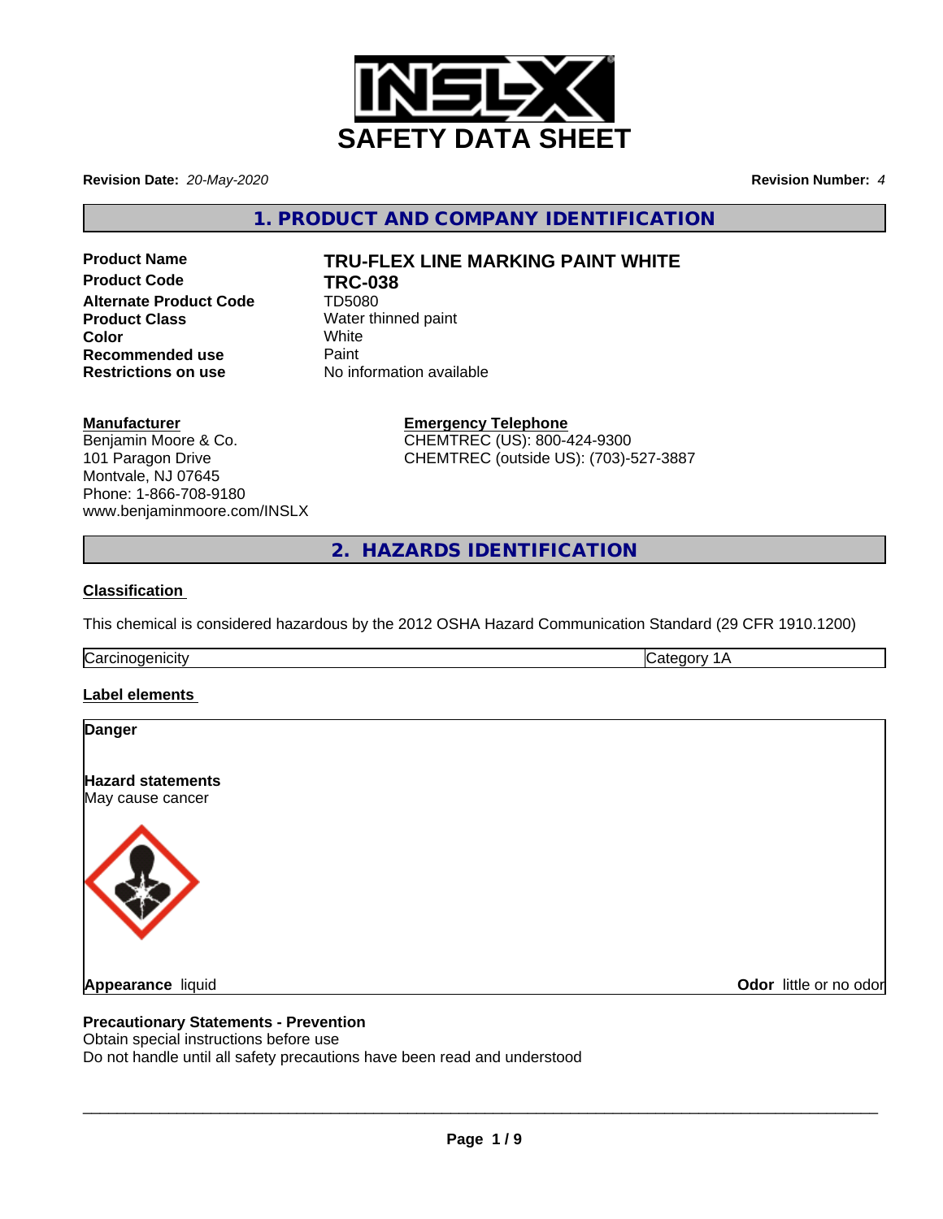# SAFETY DATA SHEET

**Revision Date:** *20-May-2020*

**Revision Number:** *4*

## 1. PRODUCT AND COMPANY IDENTIFICATION

| | |
|---|---|
| **Product Name** | **TRU-FLEX LINE MARKING PAINT WHITE** |
| **Product Code** | **TRC-038** |
| **Alternate Product Code** | TD5080 |
| **Product Class** | Water thinned paint |
| **Color** | White |
| **Recommended use** | Paint |
| **Restrictions on use** | No information available |

**Manufacturer**
Benjamin Moore & Co.
101 Paragon Drive
Montvale, NJ 07645
Phone: 1-866-708-9180
www.benjaminmoore.com/INSLX

**Emergency Telephone**
CHEMTREC (US): 800-424-9300
CHEMTREC (outside US): (703)-527-3887

## 2. HAZARDS IDENTIFICATION

### Classification

This chemical is considered hazardous by the 2012 OSHA Hazard Communication Standard (29 CFR 1910.1200)

| Carcinogenicity | Category 1A |
|---|---|

### Label elements

**Danger**

**Hazard statements**
May cause cancer

**Appearance** liquid

**Odor** little or no odor

**Precautionary Statements - Prevention**
Obtain special instructions before use
Do not handle until all safety precautions have been read and understood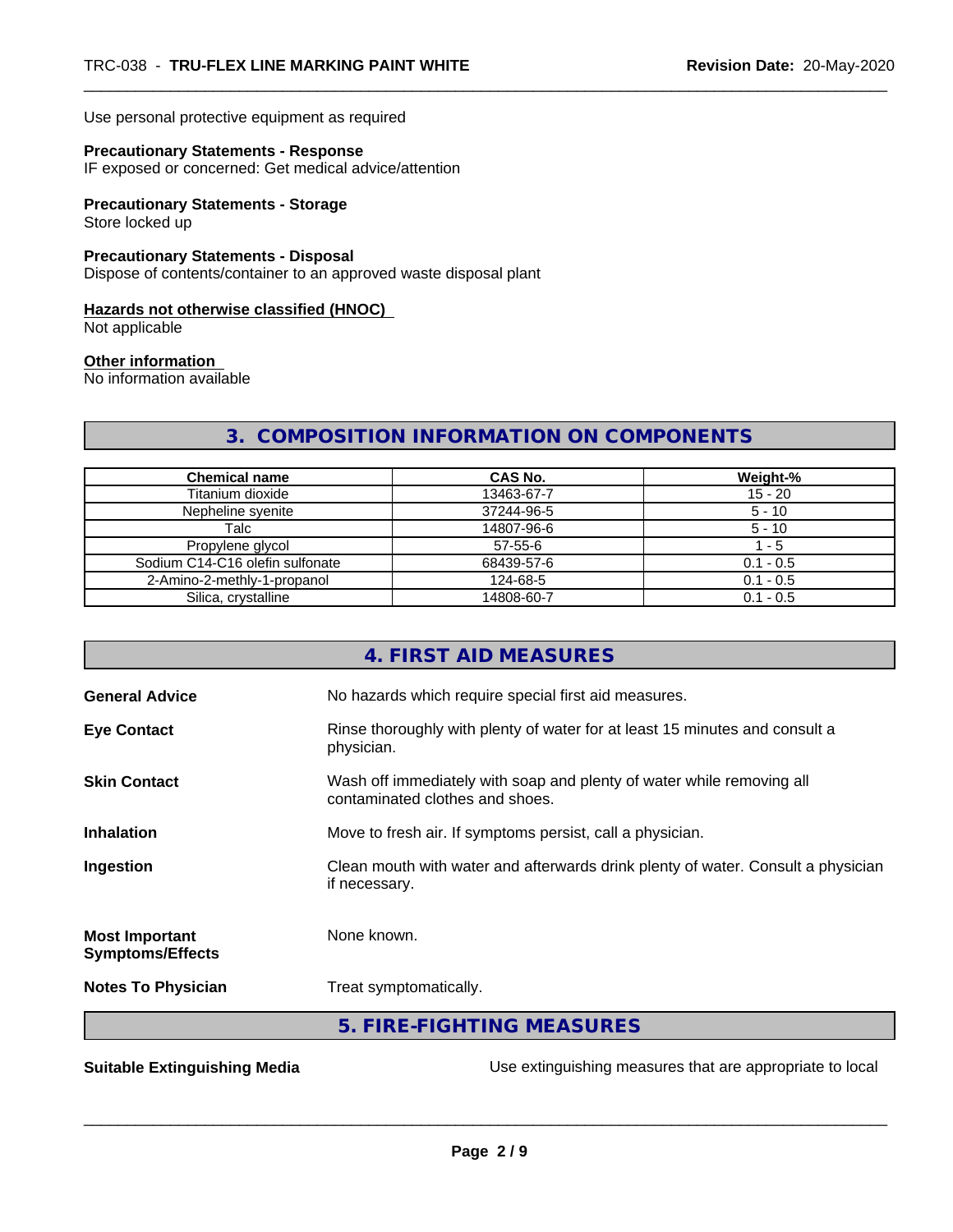Use personal protective equipment as required

**Precautionary Statements - Response**
IF exposed or concerned: Get medical advice/attention

**Precautionary Statements - Storage**
Store locked up

**Precautionary Statements - Disposal**
Dispose of contents/container to an approved waste disposal plant

**Hazards not otherwise classified (HNOC)**
Not applicable

**Other information**
No information available

## 3. COMPOSITION INFORMATION ON COMPONENTS

| Chemical name | CAS No. | Weight-% |
|---|---|---|
| Titanium dioxide | 13463-67-7 | 15 - 20 |
| Nepheline syenite | 37244-96-5 | 5 - 10 |
| Talc | 14807-96-6 | 5 - 10 |
| Propylene glycol | 57-55-6 | 1 - 5 |
| Sodium C14-C16 olefin sulfonate | 68439-57-6 | 0.1 - 0.5 |
| 2-Amino-2-methly-1-propanol | 124-68-5 | 0.1 - 0.5 |
| Silica, crystalline | 14808-60-7 | 0.1 - 0.5 |

## 4. FIRST AID MEASURES

**General Advice**
No hazards which require special first aid measures.

**Eye Contact**
Rinse thoroughly with plenty of water for at least 15 minutes and consult a physician.

**Skin Contact**
Wash off immediately with soap and plenty of water while removing all contaminated clothes and shoes.

**Inhalation**
Move to fresh air. If symptoms persist, call a physician.

**Ingestion**
Clean mouth with water and afterwards drink plenty of water. Consult a physician if necessary.

**Most Important Symptoms/Effects**
None known.

**Notes To Physician**
Treat symptomatically.

## 5. FIRE-FIGHTING MEASURES

**Suitable Extinguishing Media**
Use extinguishing measures that are appropriate to local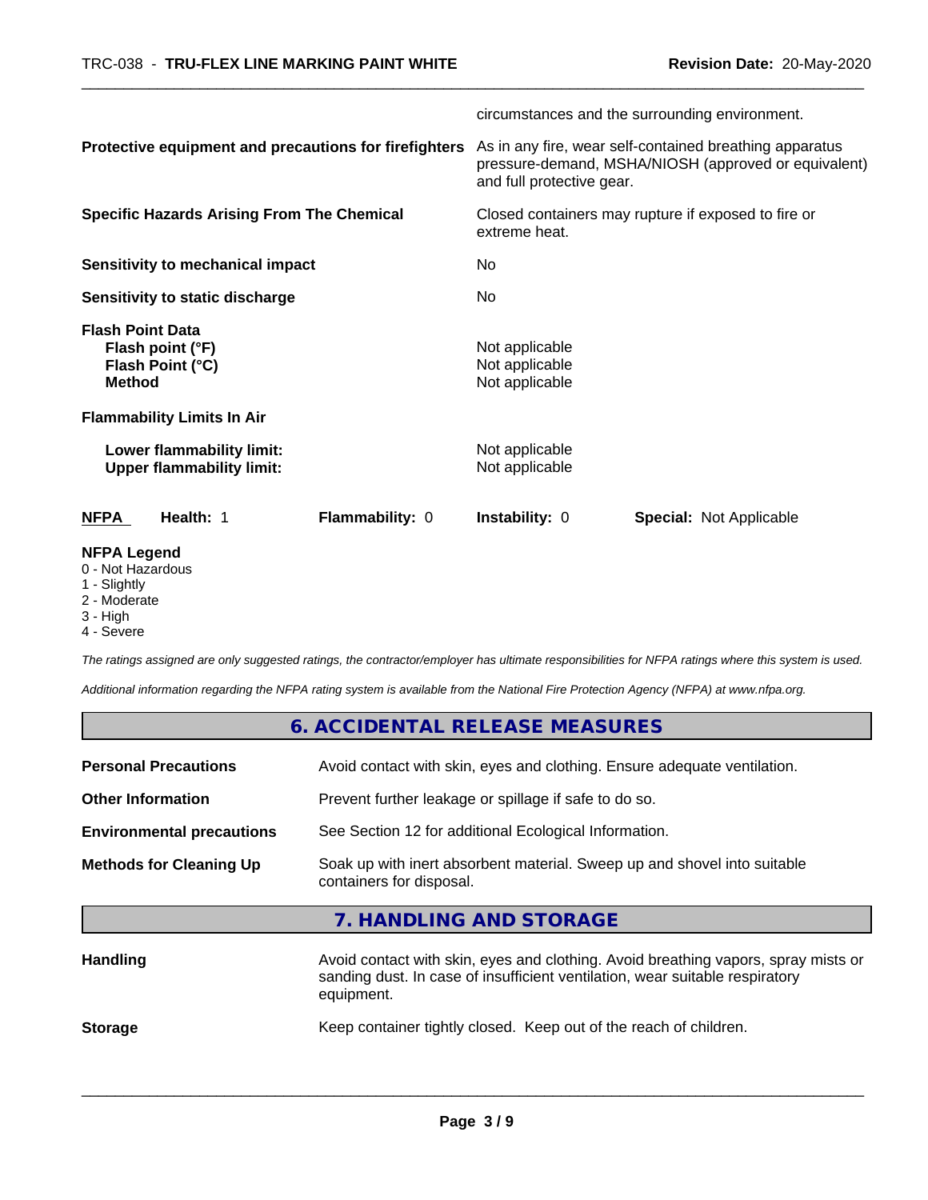circumstances and the surrounding environment.

| | |
|---|---|
| **Protective equipment and precautions for firefighters** | As in any fire, wear self-contained breathing apparatus pressure-demand, MSHA/NIOSH (approved or equivalent) and full protective gear. |
| **Specific Hazards Arising From The Chemical** | Closed containers may rupture if exposed to fire or extreme heat. |
| **Sensitivity to mechanical impact** | No |
| **Sensitivity to static discharge** | No |

**Flash Point Data**

| | |
|---|---|
| **Flash point (°F)** | Not applicable |
| **Flash Point (°C)** | Not applicable |
| **Method** | Not applicable |

**Flammability Limits In Air**

| | |
|---|---|
| **Lower flammability limit:** | Not applicable |
| **Upper flammability limit:** | Not applicable |

| **NFPA** | **Health:** 1 | **Flammability:** 0 | **Instability:** 0 | **Special:** Not Applicable |
|---|---|---|---|---|

**NFPA Legend**
0 - Not Hazardous
1 - Slightly
2 - Moderate
3 - High
4 - Severe

*The ratings assigned are only suggested ratings, the contractor/employer has ultimate responsibilities for NFPA ratings where this system is used.*

*Additional information regarding the NFPA rating system is available from the National Fire Protection Agency (NFPA) at www.nfpa.org.*

## 6. ACCIDENTAL RELEASE MEASURES

| | |
|---|---|
| **Personal Precautions** | Avoid contact with skin, eyes and clothing. Ensure adequate ventilation. |
| **Other Information** | Prevent further leakage or spillage if safe to do so. |
| **Environmental precautions** | See Section 12 for additional Ecological Information. |
| **Methods for Cleaning Up** | Soak up with inert absorbent material. Sweep up and shovel into suitable containers for disposal. |

## 7. HANDLING AND STORAGE

| | |
|---|---|
| **Handling** | Avoid contact with skin, eyes and clothing. Avoid breathing vapors, spray mists or sanding dust. In case of insufficient ventilation, wear suitable respiratory equipment. |
| **Storage** | Keep container tightly closed. Keep out of the reach of children. |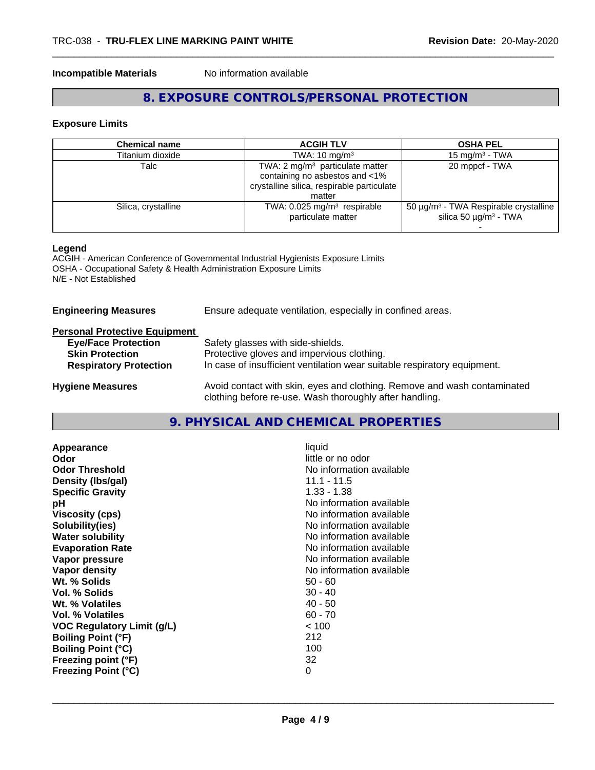**Incompatible Materials** No information available

## 8. EXPOSURE CONTROLS/PERSONAL PROTECTION

### Exposure Limits

| Chemical name | ACGIH TLV | OSHA PEL |
|---|---|---|
| Titanium dioxide | TWA: 10 mg/m³ | 15 mg/m³ - TWA |
| Talc | TWA: 2 mg/m³ particulate matter containing no asbestos and <1% crystalline silica, respirable particulate matter | 20 mppcf - TWA |
| Silica, crystalline | TWA: 0.025 mg/m³ respirable particulate matter | 50 µg/m³ - TWA Respirable crystalline silica 50 µg/m³ - TWA - |

**Legend**
ACGIH - American Conference of Governmental Industrial Hygienists Exposure Limits
OSHA - Occupational Safety & Health Administration Exposure Limits
N/E - Not Established

**Engineering Measures** Ensure adequate ventilation, especially in confined areas.

**Personal Protective Equipment**

- **Eye/Face Protection** Safety glasses with side-shields.
- **Skin Protection** Protective gloves and impervious clothing.
- **Respiratory Protection** In case of insufficient ventilation wear suitable respiratory equipment.

**Hygiene Measures** Avoid contact with skin, eyes and clothing. Remove and wash contaminated clothing before re-use. Wash thoroughly after handling.

## 9. PHYSICAL AND CHEMICAL PROPERTIES

| | |
|---|---|
| **Appearance** | liquid |
| **Odor** | little or no odor |
| **Odor Threshold** | No information available |
| **Density (lbs/gal)** | 11.1 - 11.5 |
| **Specific Gravity** | 1.33 - 1.38 |
| **pH** | No information available |
| **Viscosity (cps)** | No information available |
| **Solubility(ies)** | No information available |
| **Water solubility** | No information available |
| **Evaporation Rate** | No information available |
| **Vapor pressure** | No information available |
| **Vapor density** | No information available |
| **Wt. % Solids** | 50 - 60 |
| **Vol. % Solids** | 30 - 40 |
| **Wt. % Volatiles** | 40 - 50 |
| **Vol. % Volatiles** | 60 - 70 |
| **VOC Regulatory Limit (g/L)** | < 100 |
| **Boiling Point (°F)** | 212 |
| **Boiling Point (°C)** | 100 |
| **Freezing point (°F)** | 32 |
| **Freezing Point (°C)** | 0 |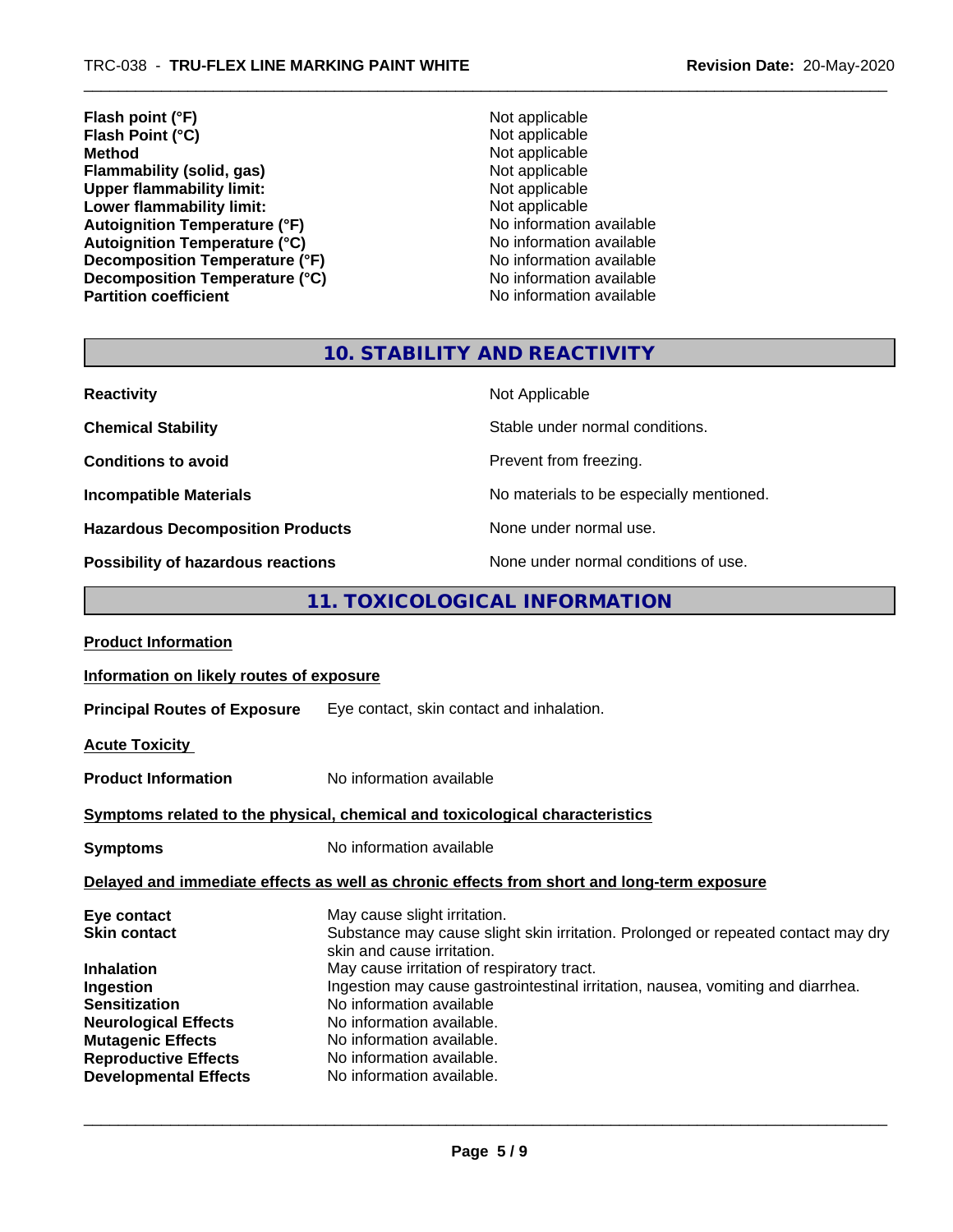| | |
|---|---|
| **Flash point (°F)** | Not applicable |
| **Flash Point (°C)** | Not applicable |
| **Method** | Not applicable |
| **Flammability (solid, gas)** | Not applicable |
| **Upper flammability limit:** | Not applicable |
| **Lower flammability limit:** | Not applicable |
| **Autoignition Temperature (°F)** | No information available |
| **Autoignition Temperature (°C)** | No information available |
| **Decomposition Temperature (°F)** | No information available |
| **Decomposition Temperature (°C)** | No information available |
| **Partition coefficient** | No information available |

## 10. STABILITY AND REACTIVITY

| | |
|---|---|
| **Reactivity** | Not Applicable |
| **Chemical Stability** | Stable under normal conditions. |
| **Conditions to avoid** | Prevent from freezing. |
| **Incompatible Materials** | No materials to be especially mentioned. |
| **Hazardous Decomposition Products** | None under normal use. |
| **Possibility of hazardous reactions** | None under normal conditions of use. |

## 11. TOXICOLOGICAL INFORMATION

**Product Information**

**Information on likely routes of exposure**

**Principal Routes of Exposure** Eye contact, skin contact and inhalation.

**Acute Toxicity**

**Product Information** No information available

**Symptoms related to the physical, chemical and toxicological characteristics**

**Symptoms** No information available

**Delayed and immediate effects as well as chronic effects from short and long-term exposure**

| | |
|---|---|
| **Eye contact** | May cause slight irritation. |
| **Skin contact** | Substance may cause slight skin irritation. Prolonged or repeated contact may dry skin and cause irritation. |
| **Inhalation** | May cause irritation of respiratory tract. |
| **Ingestion** | Ingestion may cause gastrointestinal irritation, nausea, vomiting and diarrhea. |
| **Sensitization** | No information available |
| **Neurological Effects** | No information available. |
| **Mutagenic Effects** | No information available. |
| **Reproductive Effects** | No information available. |
| **Developmental Effects** | No information available. |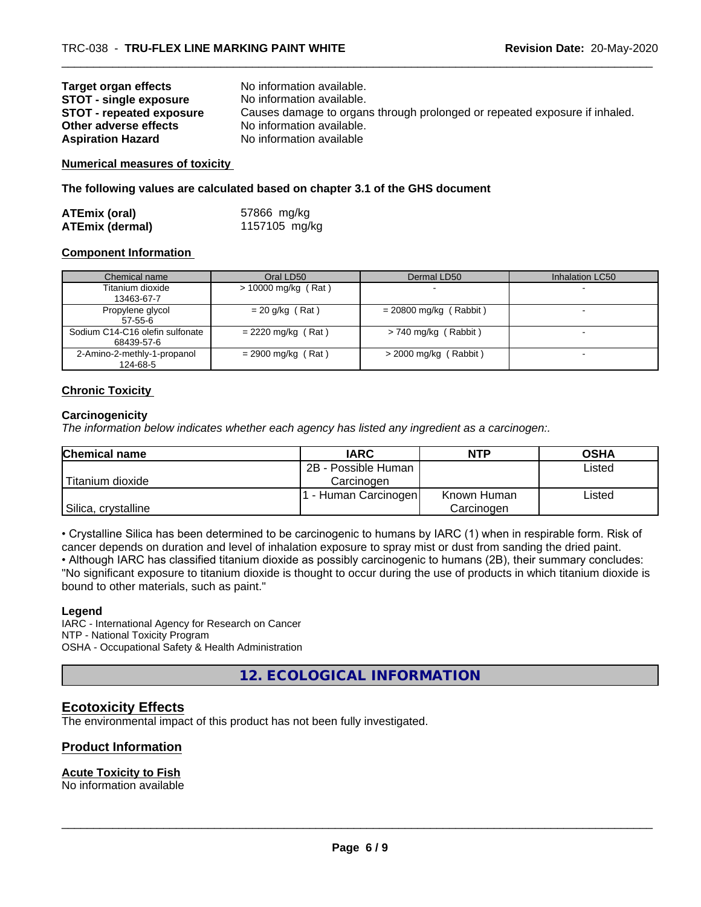| | |
|---|---|
| **Target organ effects** | No information available. |
| **STOT - single exposure** | No information available. |
| **STOT - repeated exposure** | Causes damage to organs through prolonged or repeated exposure if inhaled. |
| **Other adverse effects** | No information available. |
| **Aspiration Hazard** | No information available |

**Numerical measures of toxicity**

**The following values are calculated based on chapter 3.1 of the GHS document**

| | |
|---|---|
| **ATEmix (oral)** | 57866 mg/kg |
| **ATEmix (dermal)** | 1157105 mg/kg |

**Component Information**

| Chemical name | Oral LD50 | Dermal LD50 | Inhalation LC50 |
|---|---|---|---|
| Titanium dioxide<br>13463-67-7 | > 10000 mg/kg ( Rat ) | - | - |
| Propylene glycol<br>57-55-6 | = 20 g/kg ( Rat ) | = 20800 mg/kg ( Rabbit ) | - |
| Sodium C14-C16 olefin sulfonate<br>68439-57-6 | = 2220 mg/kg ( Rat ) | > 740 mg/kg ( Rabbit ) | - |
| 2-Amino-2-methly-1-propanol<br>124-68-5 | = 2900 mg/kg ( Rat ) | > 2000 mg/kg ( Rabbit ) | - |

**Chronic Toxicity**

**Carcinogenicity**

*The information below indicates whether each agency has listed any ingredient as a carcinogen:.*

| Chemical name | IARC | NTP | OSHA |
|---|---|---|---|
| Titanium dioxide | 2B - Possible Human Carcinogen | | Listed |
| Silica, crystalline | 1 - Human Carcinogen | Known Human Carcinogen | Listed |

• Crystalline Silica has been determined to be carcinogenic to humans by IARC (1) when in respirable form. Risk of cancer depends on duration and level of inhalation exposure to spray mist or dust from sanding the dried paint.
• Although IARC has classified titanium dioxide as possibly carcinogenic to humans (2B), their summary concludes: "No significant exposure to titanium dioxide is thought to occur during the use of products in which titanium dioxide is bound to other materials, such as paint."

**Legend**

IARC - International Agency for Research on Cancer
NTP - National Toxicity Program
OSHA - Occupational Safety & Health Administration

## 12. ECOLOGICAL INFORMATION

### Ecotoxicity Effects

The environmental impact of this product has not been fully investigated.

### Product Information

**Acute Toxicity to Fish**

No information available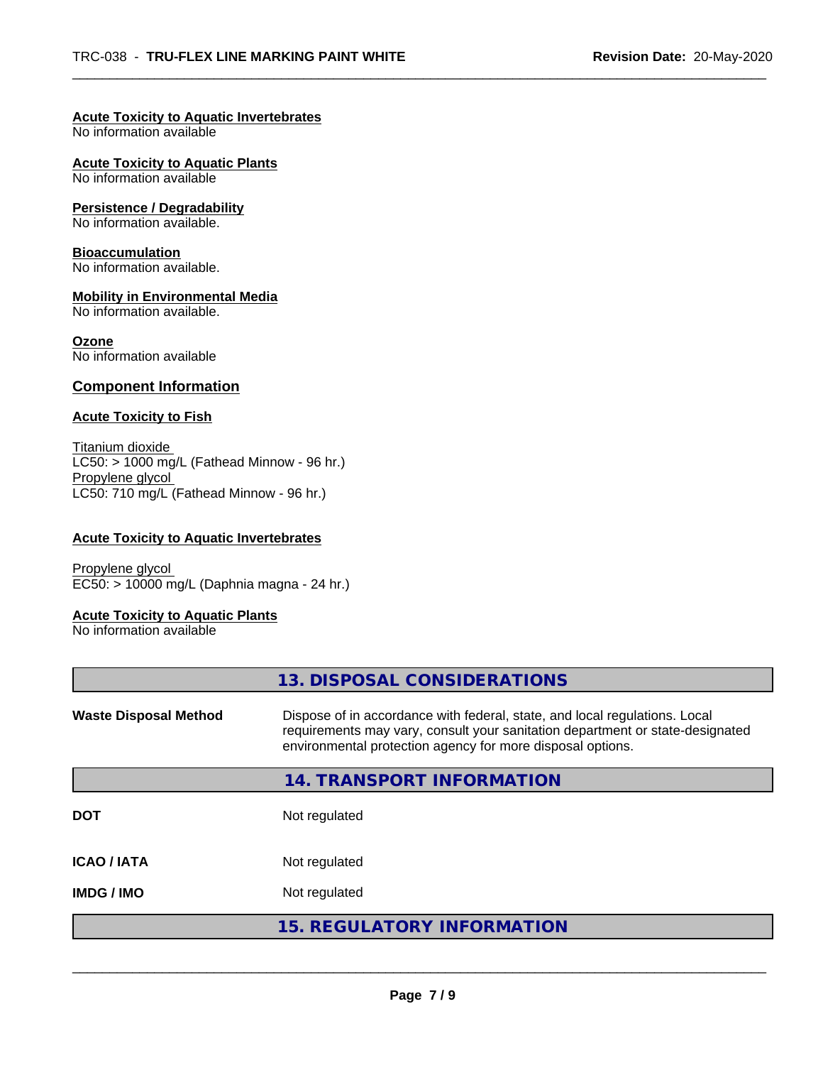**Acute Toxicity to Aquatic Invertebrates**
No information available

**Acute Toxicity to Aquatic Plants**
No information available

**Persistence / Degradability**
No information available.

**Bioaccumulation**
No information available.

**Mobility in Environmental Media**
No information available.

**Ozone**
No information available

## Component Information

**Acute Toxicity to Fish**

Titanium dioxide
LC50: > 1000 mg/L (Fathead Minnow - 96 hr.)
Propylene glycol
LC50: 710 mg/L (Fathead Minnow - 96 hr.)

**Acute Toxicity to Aquatic Invertebrates**

Propylene glycol
EC50: > 10000 mg/L (Daphnia magna - 24 hr.)

**Acute Toxicity to Aquatic Plants**
No information available

## 13. DISPOSAL CONSIDERATIONS

**Waste Disposal Method** Dispose of in accordance with federal, state, and local regulations. Local requirements may vary, consult your sanitation department or state-designated environmental protection agency for more disposal options.

## 14. TRANSPORT INFORMATION

| | |
|---|---|
| **DOT** | Not regulated |
| **ICAO / IATA** | Not regulated |
| **IMDG / IMO** | Not regulated |

## 15. REGULATORY INFORMATION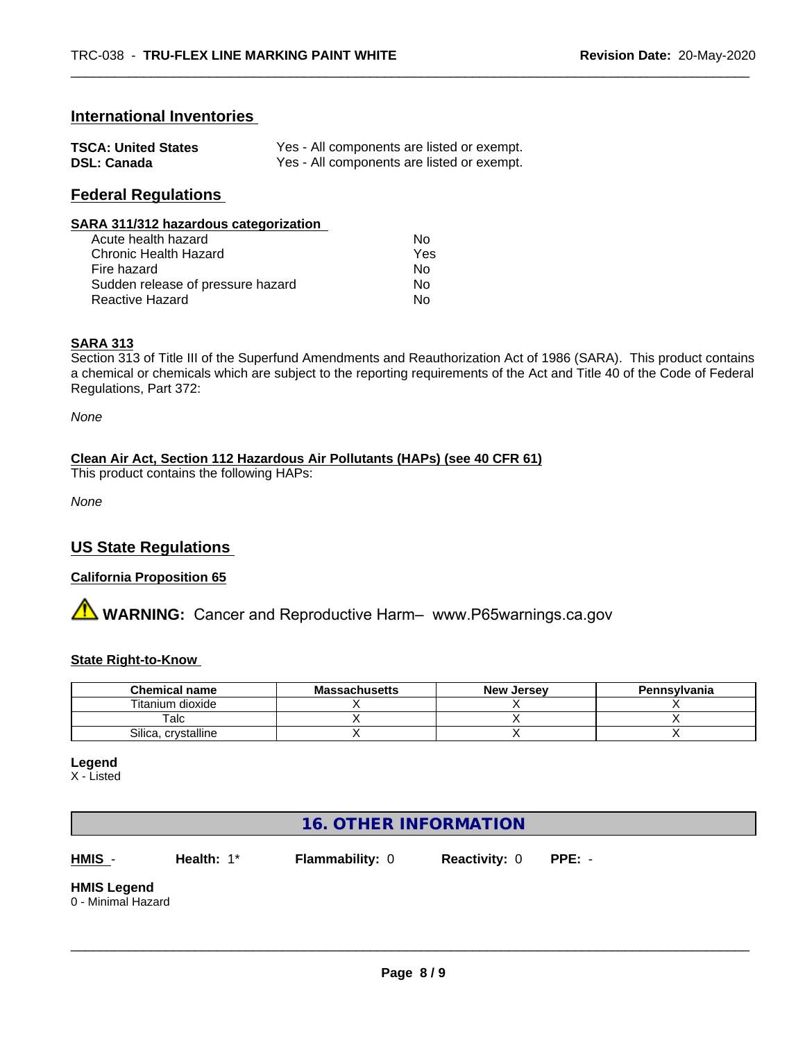## International Inventories

| | |
|---|---|
| **TSCA: United States** | Yes - All components are listed or exempt. |
| **DSL: Canada** | Yes - All components are listed or exempt. |

## Federal Regulations

**SARA 311/312 hazardous categorization**

| | |
|---|---|
| Acute health hazard | No |
| Chronic Health Hazard | Yes |
| Fire hazard | No |
| Sudden release of pressure hazard | No |
| Reactive Hazard | No |

**SARA 313**

Section 313 of Title III of the Superfund Amendments and Reauthorization Act of 1986 (SARA). This product contains a chemical or chemicals which are subject to the reporting requirements of the Act and Title 40 of the Code of Federal Regulations, Part 372:

*None*

**Clean Air Act, Section 112 Hazardous Air Pollutants (HAPs) (see 40 CFR 61)**

This product contains the following HAPs:

*None*

## US State Regulations

**California Proposition 65**

⚠ **WARNING:** Cancer and Reproductive Harm– www.P65warnings.ca.gov

**State Right-to-Know**

| Chemical name | Massachusetts | New Jersey | Pennsylvania |
|---|---|---|---|
| Titanium dioxide | X | X | X |
| Talc | X | X | X |
| Silica, crystalline | X | X | X |

**Legend**

X - Listed

## 16. OTHER INFORMATION

**HMIS** - **Health:** 1* **Flammability:** 0 **Reactivity:** 0 **PPE:** -

**HMIS Legend**

0 - Minimal Hazard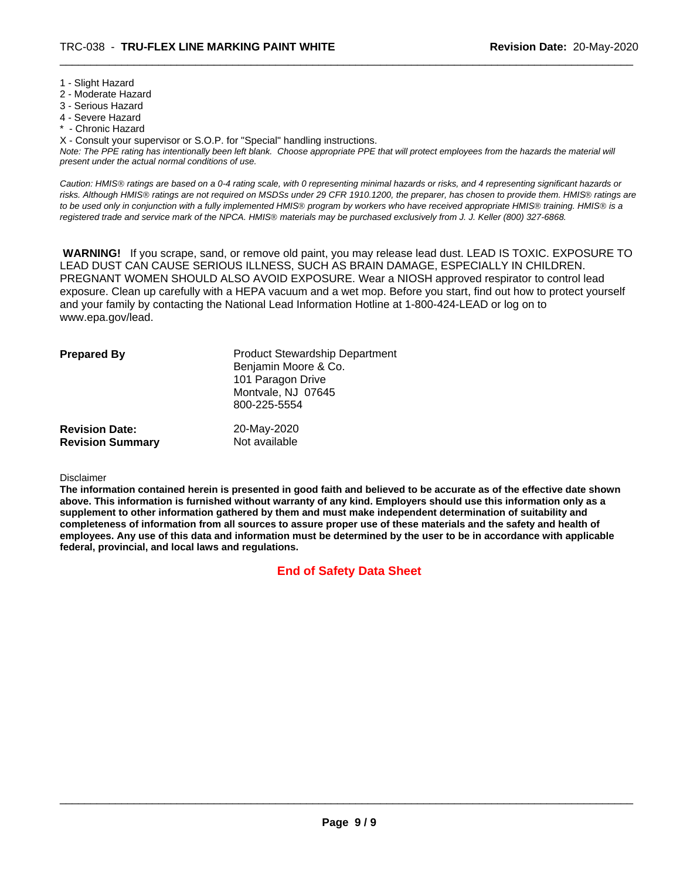1 - Slight Hazard
2 - Moderate Hazard
3 - Serious Hazard
4 - Severe Hazard
* - Chronic Hazard
X - Consult your supervisor or S.O.P. for "Special" handling instructions.

*Note: The PPE rating has intentionally been left blank. Choose appropriate PPE that will protect employees from the hazards the material will present under the actual normal conditions of use.*

*Caution: HMIS® ratings are based on a 0-4 rating scale, with 0 representing minimal hazards or risks, and 4 representing significant hazards or risks. Although HMIS® ratings are not required on MSDSs under 29 CFR 1910.1200, the preparer, has chosen to provide them. HMIS® ratings are to be used only in conjunction with a fully implemented HMIS® program by workers who have received appropriate HMIS® training. HMIS® is a registered trade and service mark of the NPCA. HMIS® materials may be purchased exclusively from J. J. Keller (800) 327-6868.*

**WARNING!** If you scrape, sand, or remove old paint, you may release lead dust. LEAD IS TOXIC. EXPOSURE TO LEAD DUST CAN CAUSE SERIOUS ILLNESS, SUCH AS BRAIN DAMAGE, ESPECIALLY IN CHILDREN. PREGNANT WOMEN SHOULD ALSO AVOID EXPOSURE. Wear a NIOSH approved respirator to control lead exposure. Clean up carefully with a HEPA vacuum and a wet mop. Before you start, find out how to protect yourself and your family by contacting the National Lead Information Hotline at 1-800-424-LEAD or log on to www.epa.gov/lead.

| | |
|---|---|
| **Prepared By** | Product Stewardship Department<br>Benjamin Moore & Co.<br>101 Paragon Drive<br>Montvale, NJ 07645<br>800-225-5554 |
| **Revision Date:** | 20-May-2020 |
| **Revision Summary** | Not available |

Disclaimer

**The information contained herein is presented in good faith and believed to be accurate as of the effective date shown above. This information is furnished without warranty of any kind. Employers should use this information only as a supplement to other information gathered by them and must make independent determination of suitability and completeness of information from all sources to assure proper use of these materials and the safety and health of employees. Any use of this data and information must be determined by the user to be in accordance with applicable federal, provincial, and local laws and regulations.**

**End of Safety Data Sheet**